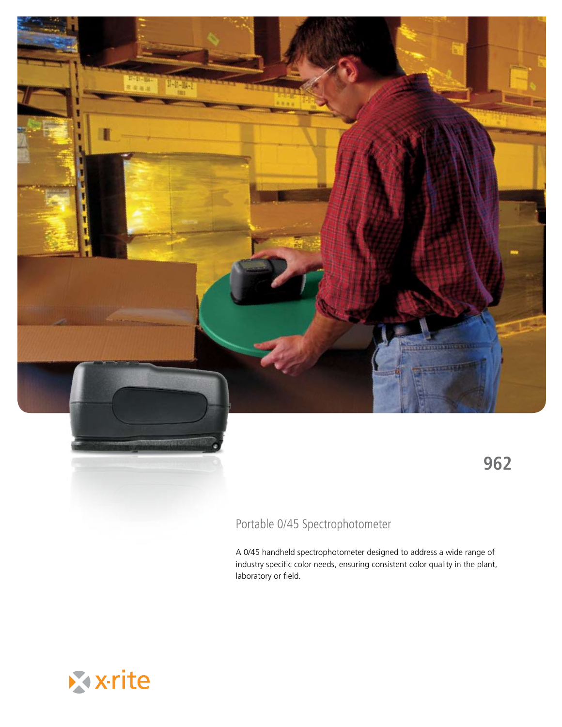# 962

## Portable 0/45 Spectrophotometer

A 0/45 handheld spectrophotometer designed to address a wide range of industry specific color needs, ensuring consistent color quality in the plant, laboratory or field.

x·rite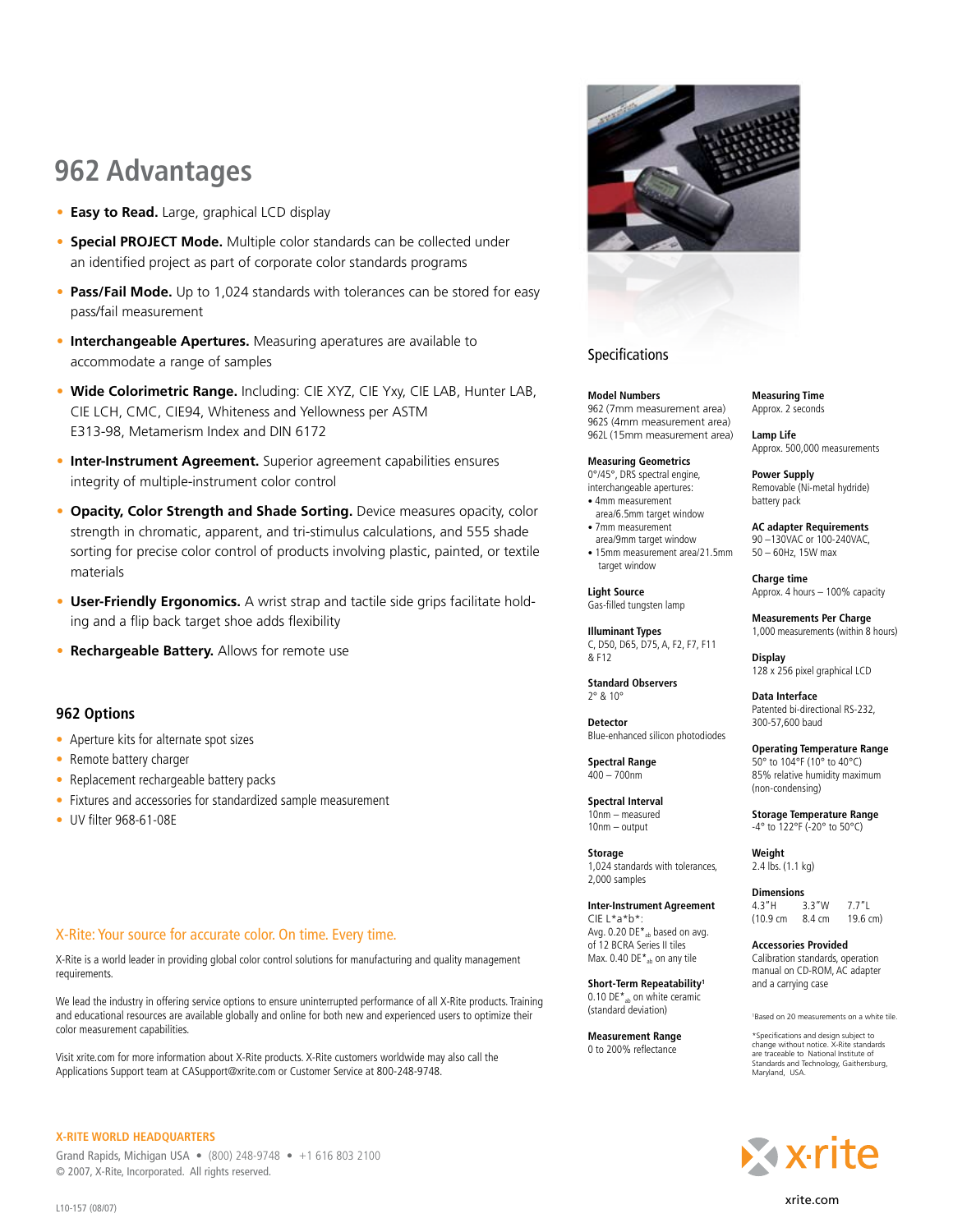# 962 Advantages

- **Easy to Read.** Large, graphical LCD display
- **Special PROJECT Mode.** Multiple color standards can be collected under an identified project as part of corporate color standards programs
- **Pass/Fail Mode.** Up to 1,024 standards with tolerances can be stored for easy pass/fail measurement
- **Interchangeable Apertures.** Measuring aperatures are available to accommodate a range of samples
- **Wide Colorimetric Range.** Including: CIE XYZ, CIE Yxy, CIE LAB, Hunter LAB, CIE LCH, CMC, CIE94, Whiteness and Yellowness per ASTM E313-98, Metamerism Index and DIN 6172
- **Inter-Instrument Agreement.** Superior agreement capabilities ensures integrity of multiple-instrument color control
- **Opacity, Color Strength and Shade Sorting.** Device measures opacity, color strength in chromatic, apparent, and tri-stimulus calculations, and 555 shade sorting for precise color control of products involving plastic, painted, or textile materials
- **User-Friendly Ergonomics.** A wrist strap and tactile side grips facilitate holding and a flip back target shoe adds flexibility
- **Rechargeable Battery.** Allows for remote use

## 962 Options

- Aperture kits for alternate spot sizes
- Remote battery charger
- Replacement rechargeable battery packs
- Fixtures and accessories for standardized sample measurement
- UV filter 968-61-08E

## X-Rite: Your source for accurate color. On time. Every time.

X-Rite is a world leader in providing global color control solutions for manufacturing and quality management requirements.

We lead the industry in offering service options to ensure uninterrupted performance of all X-Rite products. Training and educational resources are available globally and online for both new and experienced users to optimize their color measurement capabilities.

Visit xrite.com for more information about X-Rite products. X-Rite customers worldwide may also call the Applications Support team at CASupport@xrite.com or Customer Service at 800-248-9748.

## Specifications

**Model Numbers**
962 (7mm measurement area)
962S (4mm measurement area)
962L (15mm measurement area)

**Measuring Geometrics**
0°/45°, DRS spectral engine, interchangeable apertures:
- 4mm measurement area/6.5mm target window
- 7mm measurement area/9mm target window
- 15mm measurement area/21.5mm target window

**Light Source**
Gas-filled tungsten lamp

**Illuminant Types**
C, D50, D65, D75, A, F2, F7, F11 & F12

**Standard Observers**
2° & 10°

**Detector**
Blue-enhanced silicon photodiodes

**Spectral Range**
400 – 700nm

**Spectral Interval**
10nm – measured
10nm – output

**Storage**
1,024 standards with tolerances, 2,000 samples

**Inter-Instrument Agreement**
CIE L*a*b*:
Avg. 0.20 $DE^*_{ab}$ based on avg. of 12 BCRA Series II tiles
Max. 0.40 $DE^*_{ab}$ on any tile

**Short-Term Repeatability[1]**
0.10 $DE^*_{ab}$ on white ceramic (standard deviation)

**Measurement Range**
0 to 200% reflectance

**Measuring Time**
Approx. 2 seconds

**Lamp Life**
Approx. 500,000 measurements

**Power Supply**
Removable (Ni-metal hydride) battery pack

**AC adapter Requirements**
90 –130VAC or 100-240VAC, 50 – 60Hz, 15W max

**Charge time**
Approx. 4 hours – 100% capacity

**Measurements Per Charge**
1,000 measurements (within 8 hours)

**Display**
128 x 256 pixel graphical LCD

**Data Interface**
Patented bi-directional RS-232, 300-57,600 baud

**Operating Temperature Range**
50° to 104°F (10° to 40°C)
85% relative humidity maximum (non-condensing)

**Storage Temperature Range**
-4° to 122°F (-20° to 50°C)

**Weight**
2.4 lbs. (1.1 kg)

**Dimensions**
4.3"H (10.9 cm) 3.3"W (8.4 cm) 7.7"L (19.6 cm)

**Accessories Provided**
Calibration standards, operation manual on CD-ROM, AC adapter and a carrying case

[1]Based on 20 measurements on a white tile.

*Specifications and design subject to change without notice. X-Rite standards are traceable to National Institute of Standards and Technology, Gaithersburg, Maryland, USA.

**X-RITE WORLD HEADQUARTERS**
Grand Rapids, Michigan USA • (800) 248-9748 • +1 616 803 2100
© 2007, X-Rite, Incorporated. All rights reserved.

L10-157 (08/07)

x-rite
xrite.com